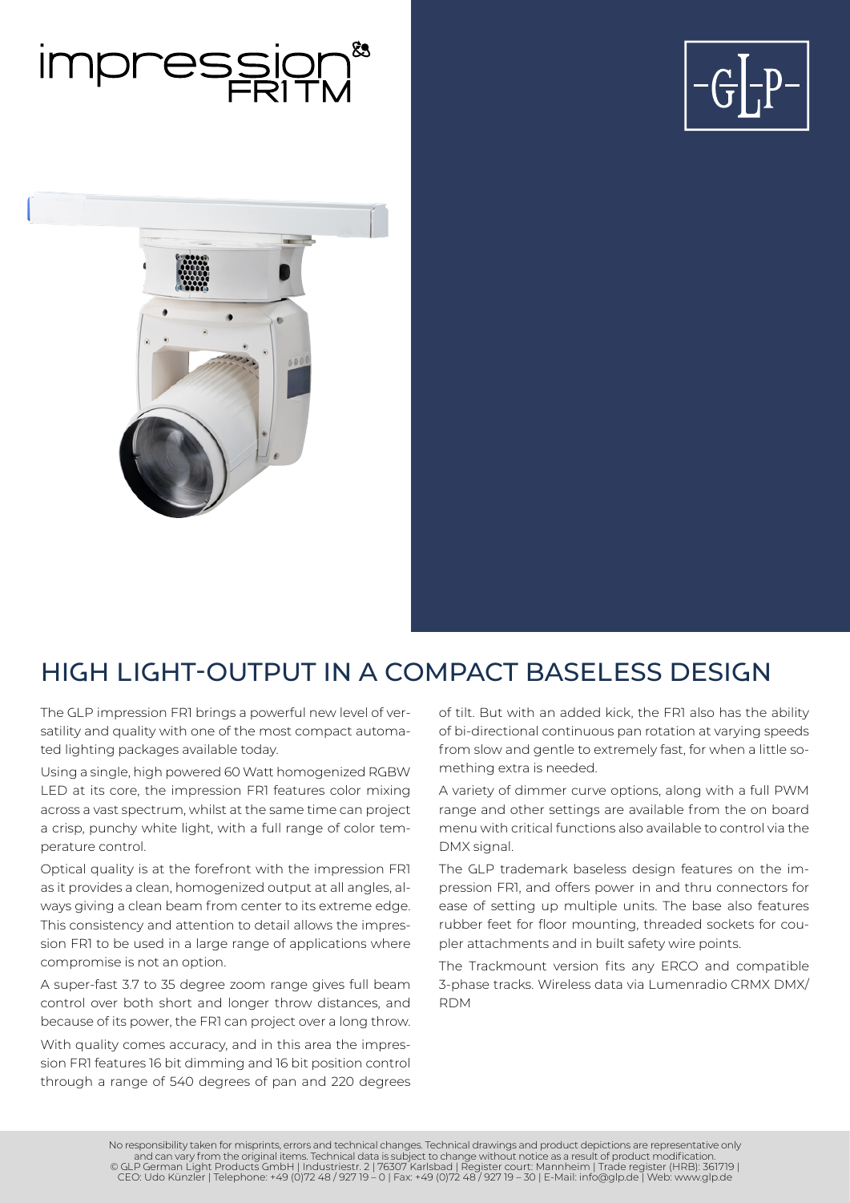# impression FR1 TM

## HIGH LIGHT-OUTPUT IN A COMPACT BASELESS DESIGN

The GLP impression FR1 brings a powerful new level of versatility and quality with one of the most compact automated lighting packages available today.

Using a single, high powered 60 Watt homogenized RGBW LED at its core, the impression FR1 features color mixing across a vast spectrum, whilst at the same time can project a crisp, punchy white light, with a full range of color temperature control.

Optical quality is at the forefront with the impression FR1 as it provides a clean, homogenized output at all angles, always giving a clean beam from center to its extreme edge. This consistency and attention to detail allows the impression FR1 to be used in a large range of applications where compromise is not an option.

A super-fast 3.7 to 35 degree zoom range gives full beam control over both short and longer throw distances, and because of its power, the FR1 can project over a long throw.

With quality comes accuracy, and in this area the impression FR1 features 16 bit dimming and 16 bit position control through a range of 540 degrees of pan and 220 degrees of tilt. But with an added kick, the FR1 also has the ability of bi-directional continuous pan rotation at varying speeds from slow and gentle to extremely fast, for when a little something extra is needed.

A variety of dimmer curve options, along with a full PWM range and other settings are available from the on board menu with critical functions also available to control via the DMX signal.

The GLP trademark baseless design features on the impression FR1, and offers power in and thru connectors for ease of setting up multiple units. The base also features rubber feet for floor mounting, threaded sockets for coupler attachments and in built safety wire points.

The Trackmount version fits any ERCO and compatible 3-phase tracks. Wireless data via Lumenradio CRMX DMX/RDM

No responsibility taken for misprints, errors and technical changes. Technical drawings and product depictions are representative only and can vary from the original items. Technical data is subject to change without notice as a result of product modification.
© GLP German Light Products GmbH | Industriestr. 2 | 76307 Karlsbad | Register court: Mannheim | Trade register (HRB): 361719 | CEO: Udo Künzler | Telephone: +49 (0)72 48 / 927 19 – 0 | Fax: +49 (0)72 48 / 927 19 – 30 | E-Mail: info@glp.de | Web: www.glp.de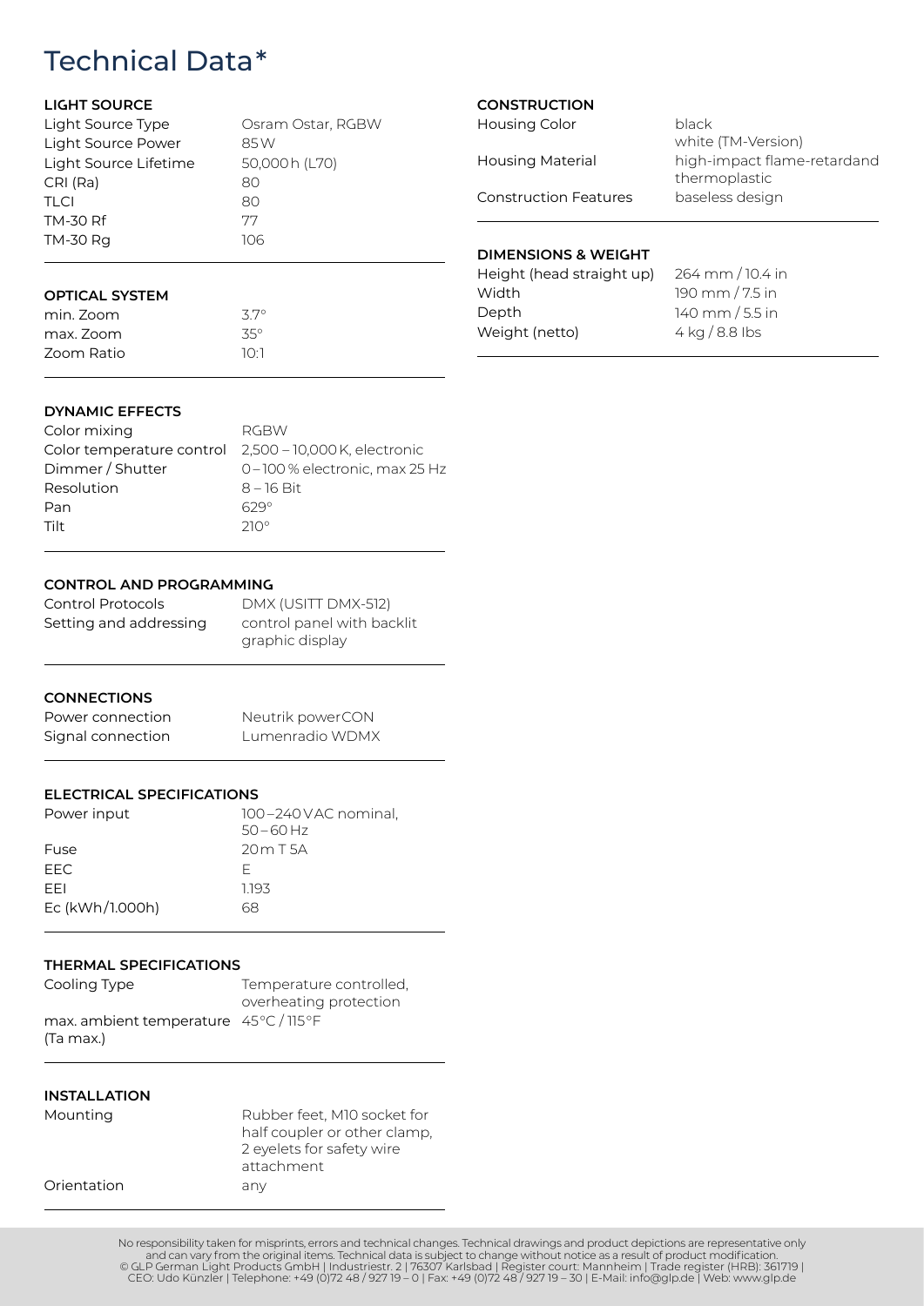# Technical Data*

### LIGHT SOURCE

| | |
|---|---|
| Light Source Type | Osram Ostar, RGBW |
| Light Source Power | 85 W |
| Light Source Lifetime | 50,000 h (L70) |
| CRI (Ra) | 80 |
| TLCI | 80 |
| TM-30 Rf | 77 |
| TM-30 Rg | 106 |

### OPTICAL SYSTEM

| | |
|---|---|
| min. Zoom | 3.7° |
| max. Zoom | 35° |
| Zoom Ratio | 10:1 |

### DYNAMIC EFFECTS

| | |
|---|---|
| Color mixing | RGBW |
| Color temperature control | 2,500 – 10,000 K, electronic |
| Dimmer / Shutter | 0 – 100 % electronic, max 25 Hz |
| Resolution | 8 – 16 Bit |
| Pan | 629° |
| Tilt | 210° |

### CONTROL AND PROGRAMMING

| | |
|---|---|
| Control Protocols | DMX (USITT DMX-512) |
| Setting and addressing | control panel with backlit graphic display |

### CONNECTIONS

| | |
|---|---|
| Power connection | Neutrik powerCON |
| Signal connection | Lumenradio WDMX |

### ELECTRICAL SPECIFICATIONS

| | |
|---|---|
| Power input | 100 – 240 V AC nominal, 50 – 60 Hz |
| Fuse | 20 m T 5A |
| EEC | E |
| EEI | 1.193 |
| Ec (kWh/1.000h) | 68 |

### THERMAL SPECIFICATIONS

| | |
|---|---|
| Cooling Type | Temperature controlled, overheating protection |
| max. ambient temperature (Ta max.) | 45 °C / 115 °F |

### INSTALLATION

| | |
|---|---|
| Mounting | Rubber feet, M10 socket for half coupler or other clamp, 2 eyelets for safety wire attachment |
| Orientation | any |

### CONSTRUCTION

| | |
|---|---|
| Housing Color | black<br>white (TM-Version) |
| Housing Material | high-impact flame-retardand thermoplastic |
| Construction Features | baseless design |

### DIMENSIONS & WEIGHT

| | |
|---|---|
| Height (head straight up) | 264 mm / 10.4 in |
| Width | 190 mm / 7.5 in |
| Depth | 140 mm / 5.5 in |
| Weight (netto) | 4 kg / 8.8 lbs |

No responsibility taken for misprints, errors and technical changes. Technical drawings and product depictions are representative only and can vary from the original items. Technical data is subject to change without notice as a result of product modification.
© GLP German Light Products GmbH | Industriestr. 2 | 76307 Karlsbad | Register court: Mannheim | Trade register (HRB): 361719 | CEO: Udo Künzler | Telephone: +49 (0)72 48 / 927 19 – 0 | Fax: +49 (0)72 48 / 927 19 – 30 | E-Mail: info@glp.de | Web: www.glp.de